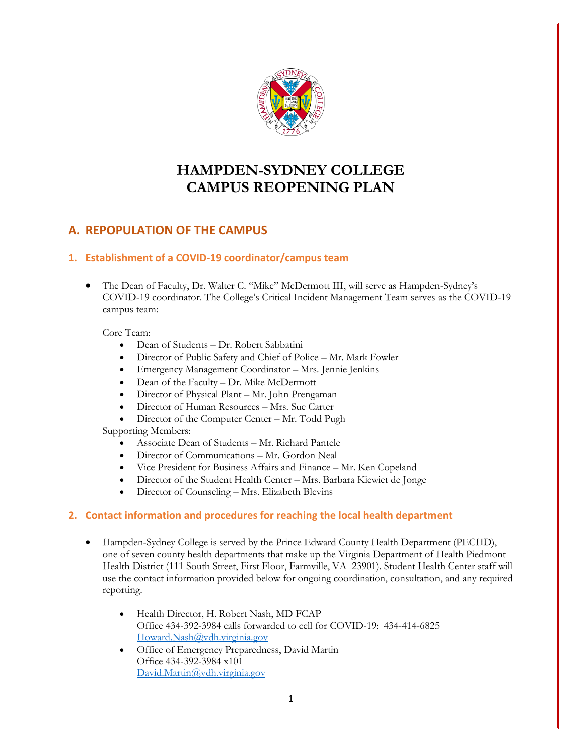# HAMPDEN-SYDNEY COLLEGE
# CAMPUS REOPENING PLAN

## A. REPOPULATION OF THE CAMPUS

### 1. Establishment of a COVID-19 coordinator/campus team

- The Dean of Faculty, Dr. Walter C. "Mike" McDermott III, will serve as Hampden-Sydney's COVID-19 coordinator. The College's Critical Incident Management Team serves as the COVID-19 campus team:

  Core Team:
  - Dean of Students – Dr. Robert Sabbatini
  - Director of Public Safety and Chief of Police – Mr. Mark Fowler
  - Emergency Management Coordinator – Mrs. Jennie Jenkins
  - Dean of the Faculty – Dr. Mike McDermott
  - Director of Physical Plant – Mr. John Prengaman
  - Director of Human Resources – Mrs. Sue Carter
  - Director of the Computer Center – Mr. Todd Pugh

  Supporting Members:
  - Associate Dean of Students – Mr. Richard Pantele
  - Director of Communications – Mr. Gordon Neal
  - Vice President for Business Affairs and Finance – Mr. Ken Copeland
  - Director of the Student Health Center – Mrs. Barbara Kiewiet de Jonge
  - Director of Counseling – Mrs. Elizabeth Blevins

### 2. Contact information and procedures for reaching the local health department

- Hampden-Sydney College is served by the Prince Edward County Health Department (PECHD), one of seven county health departments that make up the Virginia Department of Health Piedmont Health District (111 South Street, First Floor, Farmville, VA 23901). Student Health Center staff will use the contact information provided below for ongoing coordination, consultation, and any required reporting.

  - Health Director, H. Robert Nash, MD FCAP
    Office 434-392-3984 calls forwarded to cell for COVID-19: 434-414-6825
    Howard.Nash@vdh.virginia.gov
  - Office of Emergency Preparedness, David Martin
    Office 434-392-3984 x101
    David.Martin@vdh.virginia.gov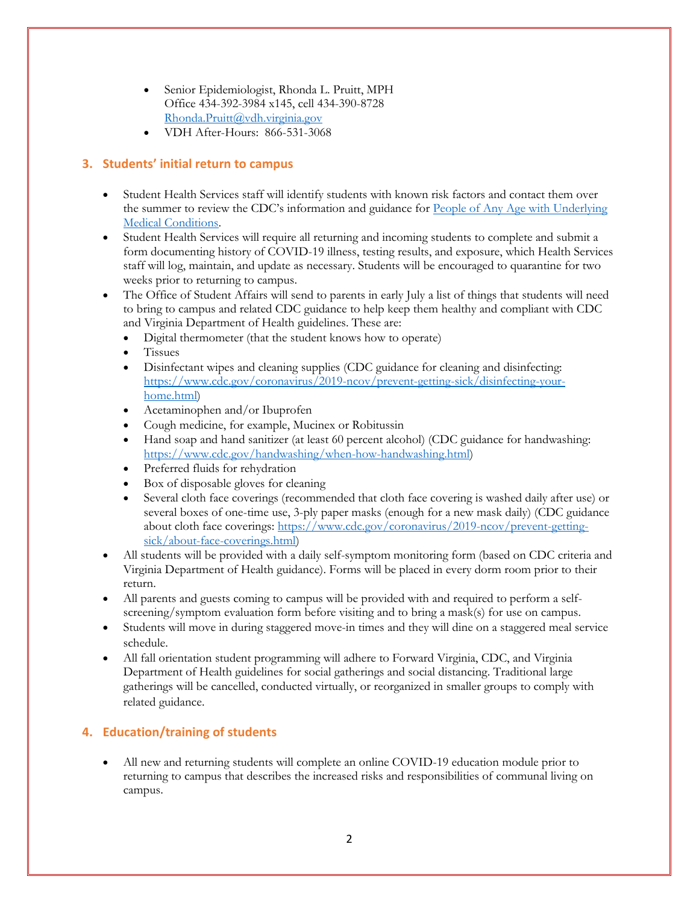- Senior Epidemiologist, Rhonda L. Pruitt, MPH
  Office 434-392-3984 x145, cell 434-390-8728
  [Rhonda.Pruitt@vdh.virginia.gov](mailto:Rhonda.Pruitt@vdh.virginia.gov)
- VDH After-Hours: 866-531-3068

## 3. Students' initial return to campus

- Student Health Services staff will identify students with known risk factors and contact them over the summer to review the CDC's information and guidance for People of Any Age with Underlying Medical Conditions.
- Student Health Services will require all returning and incoming students to complete and submit a form documenting history of COVID-19 illness, testing results, and exposure, which Health Services staff will log, maintain, and update as necessary. Students will be encouraged to quarantine for two weeks prior to returning to campus.
- The Office of Student Affairs will send to parents in early July a list of things that students will need to bring to campus and related CDC guidance to help keep them healthy and compliant with CDC and Virginia Department of Health guidelines. These are:
  - Digital thermometer (that the student knows how to operate)
  - Tissues
  - Disinfectant wipes and cleaning supplies (CDC guidance for cleaning and disinfecting: https://www.cdc.gov/coronavirus/2019-ncov/prevent-getting-sick/disinfecting-your-home.html)
  - Acetaminophen and/or Ibuprofen
  - Cough medicine, for example, Mucinex or Robitussin
  - Hand soap and hand sanitizer (at least 60 percent alcohol) (CDC guidance for handwashing: https://www.cdc.gov/handwashing/when-how-handwashing.html)
  - Preferred fluids for rehydration
  - Box of disposable gloves for cleaning
  - Several cloth face coverings (recommended that cloth face covering is washed daily after use) or several boxes of one-time use, 3-ply paper masks (enough for a new mask daily) (CDC guidance about cloth face coverings: https://www.cdc.gov/coronavirus/2019-ncov/prevent-getting-sick/about-face-coverings.html)
- All students will be provided with a daily self-symptom monitoring form (based on CDC criteria and Virginia Department of Health guidance). Forms will be placed in every dorm room prior to their return.
- All parents and guests coming to campus will be provided with and required to perform a self-screening/symptom evaluation form before visiting and to bring a mask(s) for use on campus.
- Students will move in during staggered move-in times and they will dine on a staggered meal service schedule.
- All fall orientation student programming will adhere to Forward Virginia, CDC, and Virginia Department of Health guidelines for social gatherings and social distancing. Traditional large gatherings will be cancelled, conducted virtually, or reorganized in smaller groups to comply with related guidance.

## 4. Education/training of students

- All new and returning students will complete an online COVID-19 education module prior to returning to campus that describes the increased risks and responsibilities of communal living on campus.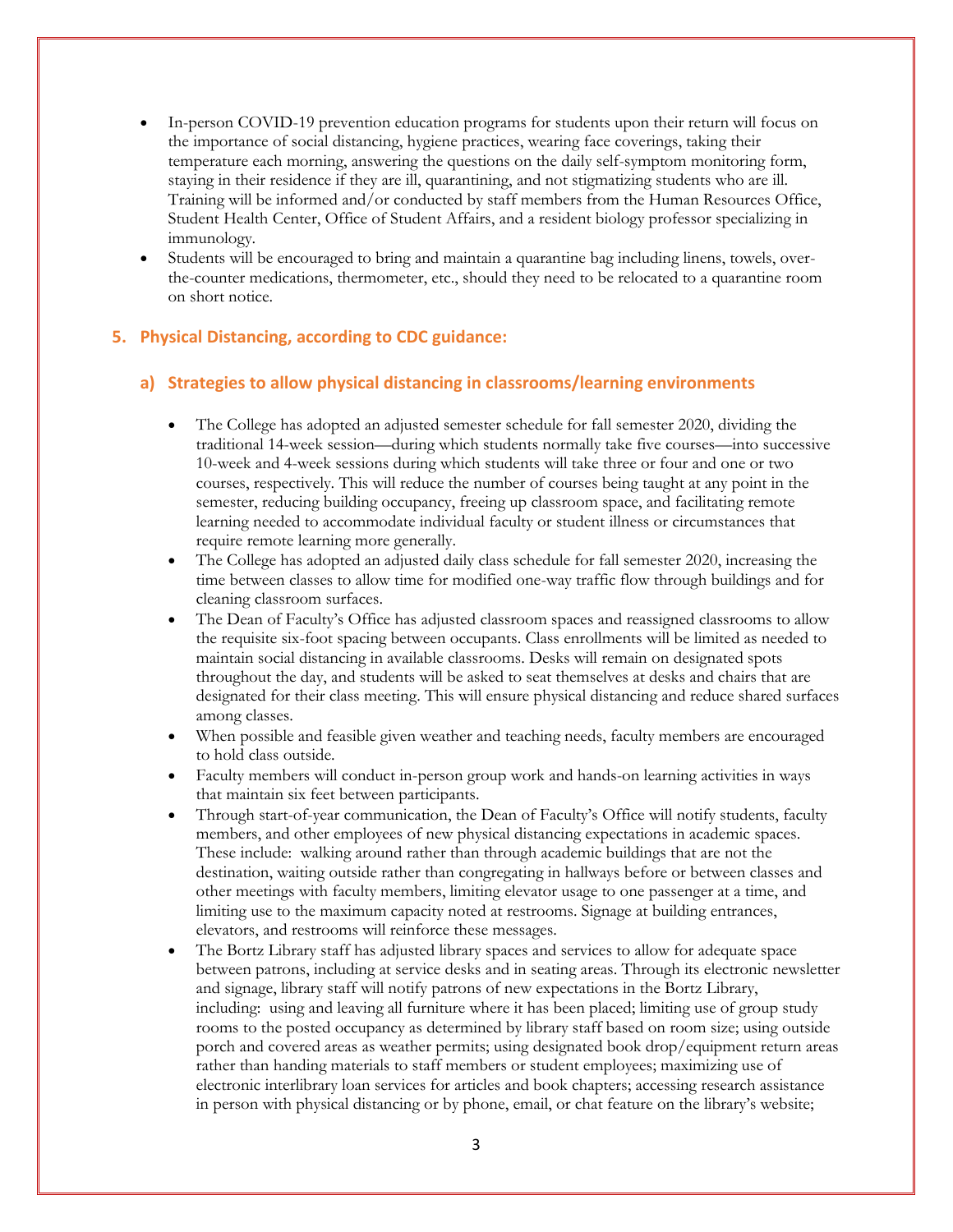- In-person COVID-19 prevention education programs for students upon their return will focus on the importance of social distancing, hygiene practices, wearing face coverings, taking their temperature each morning, answering the questions on the daily self-symptom monitoring form, staying in their residence if they are ill, quarantining, and not stigmatizing students who are ill. Training will be informed and/or conducted by staff members from the Human Resources Office, Student Health Center, Office of Student Affairs, and a resident biology professor specializing in immunology.
- Students will be encouraged to bring and maintain a quarantine bag including linens, towels, over-the-counter medications, thermometer, etc., should they need to be relocated to a quarantine room on short notice.

## 5. Physical Distancing, according to CDC guidance:

### a) Strategies to allow physical distancing in classrooms/learning environments

- The College has adopted an adjusted semester schedule for fall semester 2020, dividing the traditional 14-week session—during which students normally take five courses—into successive 10-week and 4-week sessions during which students will take three or four and one or two courses, respectively. This will reduce the number of courses being taught at any point in the semester, reducing building occupancy, freeing up classroom space, and facilitating remote learning needed to accommodate individual faculty or student illness or circumstances that require remote learning more generally.
- The College has adopted an adjusted daily class schedule for fall semester 2020, increasing the time between classes to allow time for modified one-way traffic flow through buildings and for cleaning classroom surfaces.
- The Dean of Faculty's Office has adjusted classroom spaces and reassigned classrooms to allow the requisite six-foot spacing between occupants. Class enrollments will be limited as needed to maintain social distancing in available classrooms. Desks will remain on designated spots throughout the day, and students will be asked to seat themselves at desks and chairs that are designated for their class meeting. This will ensure physical distancing and reduce shared surfaces among classes.
- When possible and feasible given weather and teaching needs, faculty members are encouraged to hold class outside.
- Faculty members will conduct in-person group work and hands-on learning activities in ways that maintain six feet between participants.
- Through start-of-year communication, the Dean of Faculty's Office will notify students, faculty members, and other employees of new physical distancing expectations in academic spaces. These include: walking around rather than through academic buildings that are not the destination, waiting outside rather than congregating in hallways before or between classes and other meetings with faculty members, limiting elevator usage to one passenger at a time, and limiting use to the maximum capacity noted at restrooms. Signage at building entrances, elevators, and restrooms will reinforce these messages.
- The Bortz Library staff has adjusted library spaces and services to allow for adequate space between patrons, including at service desks and in seating areas. Through its electronic newsletter and signage, library staff will notify patrons of new expectations in the Bortz Library, including: using and leaving all furniture where it has been placed; limiting use of group study rooms to the posted occupancy as determined by library staff based on room size; using outside porch and covered areas as weather permits; using designated book drop/equipment return areas rather than handing materials to staff members or student employees; maximizing use of electronic interlibrary loan services for articles and book chapters; accessing research assistance in person with physical distancing or by phone, email, or chat feature on the library's website;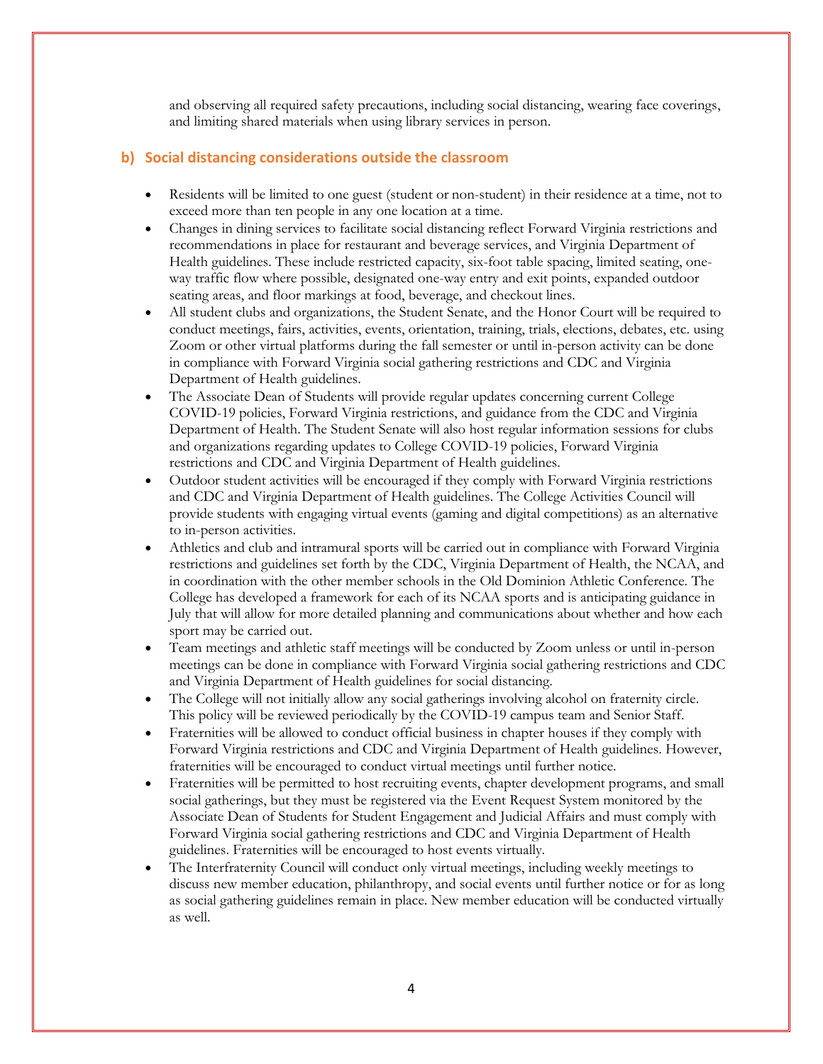and observing all required safety precautions, including social distancing, wearing face coverings, and limiting shared materials when using library services in person.

### b) Social distancing considerations outside the classroom

- Residents will be limited to one guest (student or non-student) in their residence at a time, not to exceed more than ten people in any one location at a time.
- Changes in dining services to facilitate social distancing reflect Forward Virginia restrictions and recommendations in place for restaurant and beverage services, and Virginia Department of Health guidelines. These include restricted capacity, six-foot table spacing, limited seating, one-way traffic flow where possible, designated one-way entry and exit points, expanded outdoor seating areas, and floor markings at food, beverage, and checkout lines.
- All student clubs and organizations, the Student Senate, and the Honor Court will be required to conduct meetings, fairs, activities, events, orientation, training, trials, elections, debates, etc. using Zoom or other virtual platforms during the fall semester or until in-person activity can be done in compliance with Forward Virginia social gathering restrictions and CDC and Virginia Department of Health guidelines.
- The Associate Dean of Students will provide regular updates concerning current College COVID-19 policies, Forward Virginia restrictions, and guidance from the CDC and Virginia Department of Health. The Student Senate will also host regular information sessions for clubs and organizations regarding updates to College COVID-19 policies, Forward Virginia restrictions and CDC and Virginia Department of Health guidelines.
- Outdoor student activities will be encouraged if they comply with Forward Virginia restrictions and CDC and Virginia Department of Health guidelines. The College Activities Council will provide students with engaging virtual events (gaming and digital competitions) as an alternative to in-person activities.
- Athletics and club and intramural sports will be carried out in compliance with Forward Virginia restrictions and guidelines set forth by the CDC, Virginia Department of Health, the NCAA, and in coordination with the other member schools in the Old Dominion Athletic Conference. The College has developed a framework for each of its NCAA sports and is anticipating guidance in July that will allow for more detailed planning and communications about whether and how each sport may be carried out.
- Team meetings and athletic staff meetings will be conducted by Zoom unless or until in-person meetings can be done in compliance with Forward Virginia social gathering restrictions and CDC and Virginia Department of Health guidelines for social distancing.
- The College will not initially allow any social gatherings involving alcohol on fraternity circle. This policy will be reviewed periodically by the COVID-19 campus team and Senior Staff.
- Fraternities will be allowed to conduct official business in chapter houses if they comply with Forward Virginia restrictions and CDC and Virginia Department of Health guidelines. However, fraternities will be encouraged to conduct virtual meetings until further notice.
- Fraternities will be permitted to host recruiting events, chapter development programs, and small social gatherings, but they must be registered via the Event Request System monitored by the Associate Dean of Students for Student Engagement and Judicial Affairs and must comply with Forward Virginia social gathering restrictions and CDC and Virginia Department of Health guidelines. Fraternities will be encouraged to host events virtually.
- The Interfraternity Council will conduct only virtual meetings, including weekly meetings to discuss new member education, philanthropy, and social events until further notice or for as long as social gathering guidelines remain in place. New member education will be conducted virtually as well.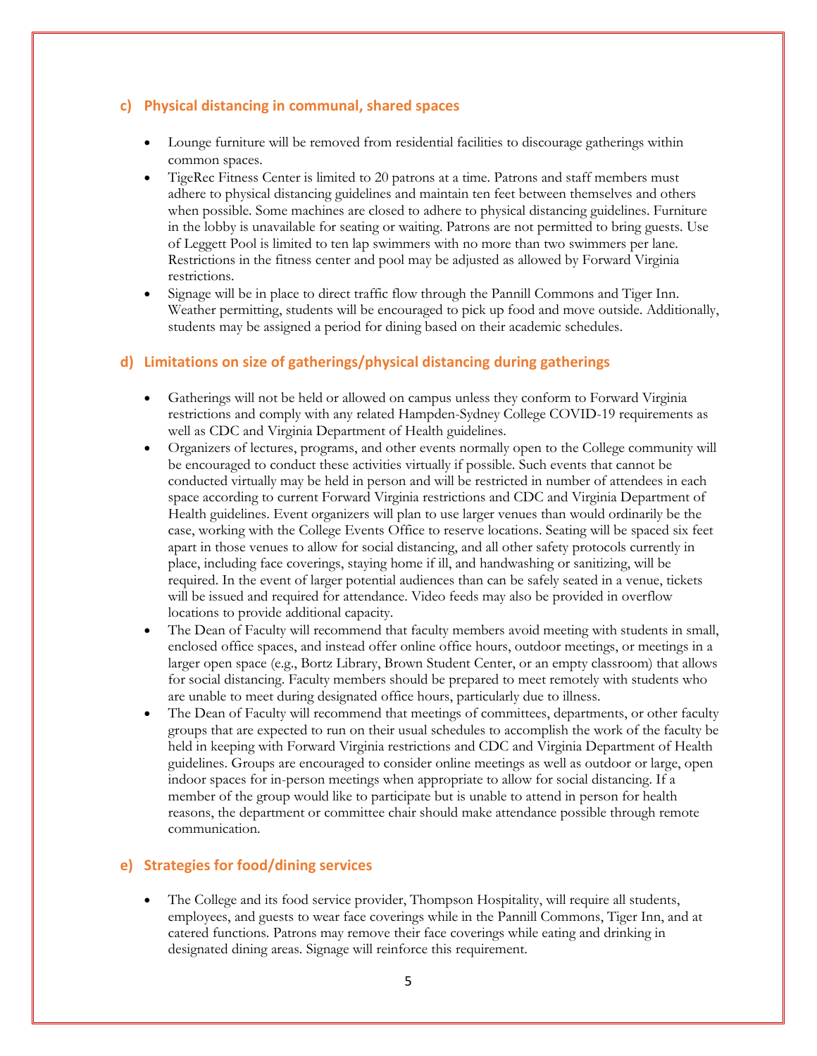### c) Physical distancing in communal, shared spaces

- Lounge furniture will be removed from residential facilities to discourage gatherings within common spaces.
- TigeRec Fitness Center is limited to 20 patrons at a time. Patrons and staff members must adhere to physical distancing guidelines and maintain ten feet between themselves and others when possible. Some machines are closed to adhere to physical distancing guidelines. Furniture in the lobby is unavailable for seating or waiting. Patrons are not permitted to bring guests. Use of Leggett Pool is limited to ten lap swimmers with no more than two swimmers per lane. Restrictions in the fitness center and pool may be adjusted as allowed by Forward Virginia restrictions.
- Signage will be in place to direct traffic flow through the Pannill Commons and Tiger Inn. Weather permitting, students will be encouraged to pick up food and move outside. Additionally, students may be assigned a period for dining based on their academic schedules.

### d) Limitations on size of gatherings/physical distancing during gatherings

- Gatherings will not be held or allowed on campus unless they conform to Forward Virginia restrictions and comply with any related Hampden-Sydney College COVID-19 requirements as well as CDC and Virginia Department of Health guidelines.
- Organizers of lectures, programs, and other events normally open to the College community will be encouraged to conduct these activities virtually if possible. Such events that cannot be conducted virtually may be held in person and will be restricted in number of attendees in each space according to current Forward Virginia restrictions and CDC and Virginia Department of Health guidelines. Event organizers will plan to use larger venues than would ordinarily be the case, working with the College Events Office to reserve locations. Seating will be spaced six feet apart in those venues to allow for social distancing, and all other safety protocols currently in place, including face coverings, staying home if ill, and handwashing or sanitizing, will be required. In the event of larger potential audiences than can be safely seated in a venue, tickets will be issued and required for attendance. Video feeds may also be provided in overflow locations to provide additional capacity.
- The Dean of Faculty will recommend that faculty members avoid meeting with students in small, enclosed office spaces, and instead offer online office hours, outdoor meetings, or meetings in a larger open space (e.g., Bortz Library, Brown Student Center, or an empty classroom) that allows for social distancing. Faculty members should be prepared to meet remotely with students who are unable to meet during designated office hours, particularly due to illness.
- The Dean of Faculty will recommend that meetings of committees, departments, or other faculty groups that are expected to run on their usual schedules to accomplish the work of the faculty be held in keeping with Forward Virginia restrictions and CDC and Virginia Department of Health guidelines. Groups are encouraged to consider online meetings as well as outdoor or large, open indoor spaces for in-person meetings when appropriate to allow for social distancing. If a member of the group would like to participate but is unable to attend in person for health reasons, the department or committee chair should make attendance possible through remote communication.

### e) Strategies for food/dining services

- The College and its food service provider, Thompson Hospitality, will require all students, employees, and guests to wear face coverings while in the Pannill Commons, Tiger Inn, and at catered functions. Patrons may remove their face coverings while eating and drinking in designated dining areas. Signage will reinforce this requirement.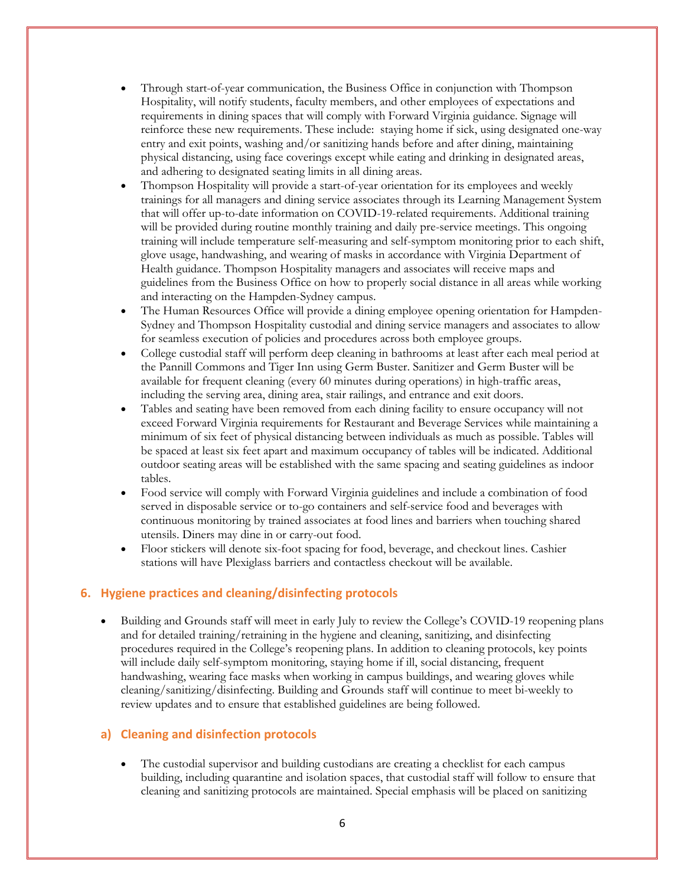- Through start-of-year communication, the Business Office in conjunction with Thompson Hospitality, will notify students, faculty members, and other employees of expectations and requirements in dining spaces that will comply with Forward Virginia guidance. Signage will reinforce these new requirements. These include: staying home if sick, using designated one-way entry and exit points, washing and/or sanitizing hands before and after dining, maintaining physical distancing, using face coverings except while eating and drinking in designated areas, and adhering to designated seating limits in all dining areas.
- Thompson Hospitality will provide a start-of-year orientation for its employees and weekly trainings for all managers and dining service associates through its Learning Management System that will offer up-to-date information on COVID-19-related requirements. Additional training will be provided during routine monthly training and daily pre-service meetings. This ongoing training will include temperature self-measuring and self-symptom monitoring prior to each shift, glove usage, handwashing, and wearing of masks in accordance with Virginia Department of Health guidance. Thompson Hospitality managers and associates will receive maps and guidelines from the Business Office on how to properly social distance in all areas while working and interacting on the Hampden-Sydney campus.
- The Human Resources Office will provide a dining employee opening orientation for Hampden-Sydney and Thompson Hospitality custodial and dining service managers and associates to allow for seamless execution of policies and procedures across both employee groups.
- College custodial staff will perform deep cleaning in bathrooms at least after each meal period at the Pannill Commons and Tiger Inn using Germ Buster. Sanitizer and Germ Buster will be available for frequent cleaning (every 60 minutes during operations) in high-traffic areas, including the serving area, dining area, stair railings, and entrance and exit doors.
- Tables and seating have been removed from each dining facility to ensure occupancy will not exceed Forward Virginia requirements for Restaurant and Beverage Services while maintaining a minimum of six feet of physical distancing between individuals as much as possible. Tables will be spaced at least six feet apart and maximum occupancy of tables will be indicated. Additional outdoor seating areas will be established with the same spacing and seating guidelines as indoor tables.
- Food service will comply with Forward Virginia guidelines and include a combination of food served in disposable service or to-go containers and self-service food and beverages with continuous monitoring by trained associates at food lines and barriers when touching shared utensils. Diners may dine in or carry-out food.
- Floor stickers will denote six-foot spacing for food, beverage, and checkout lines. Cashier stations will have Plexiglass barriers and contactless checkout will be available.

## 6. Hygiene practices and cleaning/disinfecting protocols

- Building and Grounds staff will meet in early July to review the College's COVID-19 reopening plans and for detailed training/retraining in the hygiene and cleaning, sanitizing, and disinfecting procedures required in the College's reopening plans. In addition to cleaning protocols, key points will include daily self-symptom monitoring, staying home if ill, social distancing, frequent handwashing, wearing face masks when working in campus buildings, and wearing gloves while cleaning/sanitizing/disinfecting. Building and Grounds staff will continue to meet bi-weekly to review updates and to ensure that established guidelines are being followed.

### a) Cleaning and disinfection protocols

- The custodial supervisor and building custodians are creating a checklist for each campus building, including quarantine and isolation spaces, that custodial staff will follow to ensure that cleaning and sanitizing protocols are maintained. Special emphasis will be placed on sanitizing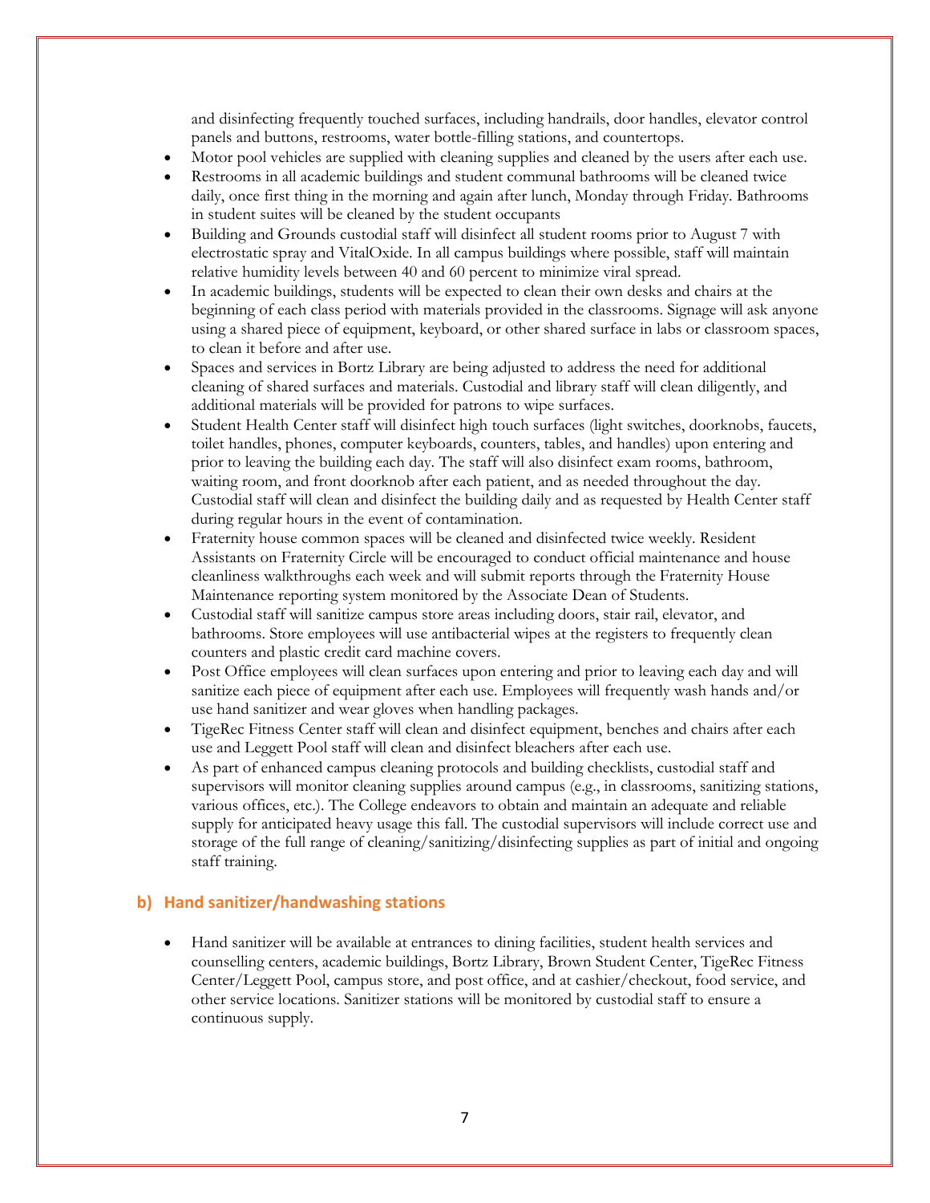and disinfecting frequently touched surfaces, including handrails, door handles, elevator control panels and buttons, restrooms, water bottle-filling stations, and countertops.

- Motor pool vehicles are supplied with cleaning supplies and cleaned by the users after each use.
- Restrooms in all academic buildings and student communal bathrooms will be cleaned twice daily, once first thing in the morning and again after lunch, Monday through Friday. Bathrooms in student suites will be cleaned by the student occupants
- Building and Grounds custodial staff will disinfect all student rooms prior to August 7 with electrostatic spray and VitalOxide. In all campus buildings where possible, staff will maintain relative humidity levels between 40 and 60 percent to minimize viral spread.
- In academic buildings, students will be expected to clean their own desks and chairs at the beginning of each class period with materials provided in the classrooms. Signage will ask anyone using a shared piece of equipment, keyboard, or other shared surface in labs or classroom spaces, to clean it before and after use.
- Spaces and services in Bortz Library are being adjusted to address the need for additional cleaning of shared surfaces and materials. Custodial and library staff will clean diligently, and additional materials will be provided for patrons to wipe surfaces.
- Student Health Center staff will disinfect high touch surfaces (light switches, doorknobs, faucets, toilet handles, phones, computer keyboards, counters, tables, and handles) upon entering and prior to leaving the building each day. The staff will also disinfect exam rooms, bathroom, waiting room, and front doorknob after each patient, and as needed throughout the day. Custodial staff will clean and disinfect the building daily and as requested by Health Center staff during regular hours in the event of contamination.
- Fraternity house common spaces will be cleaned and disinfected twice weekly. Resident Assistants on Fraternity Circle will be encouraged to conduct official maintenance and house cleanliness walkthroughs each week and will submit reports through the Fraternity House Maintenance reporting system monitored by the Associate Dean of Students.
- Custodial staff will sanitize campus store areas including doors, stair rail, elevator, and bathrooms. Store employees will use antibacterial wipes at the registers to frequently clean counters and plastic credit card machine covers.
- Post Office employees will clean surfaces upon entering and prior to leaving each day and will sanitize each piece of equipment after each use. Employees will frequently wash hands and/or use hand sanitizer and wear gloves when handling packages.
- TigeRec Fitness Center staff will clean and disinfect equipment, benches and chairs after each use and Leggett Pool staff will clean and disinfect bleachers after each use.
- As part of enhanced campus cleaning protocols and building checklists, custodial staff and supervisors will monitor cleaning supplies around campus (e.g., in classrooms, sanitizing stations, various offices, etc.). The College endeavors to obtain and maintain an adequate and reliable supply for anticipated heavy usage this fall. The custodial supervisors will include correct use and storage of the full range of cleaning/sanitizing/disinfecting supplies as part of initial and ongoing staff training.

### b) Hand sanitizer/handwashing stations

- Hand sanitizer will be available at entrances to dining facilities, student health services and counselling centers, academic buildings, Bortz Library, Brown Student Center, TigeRec Fitness Center/Leggett Pool, campus store, and post office, and at cashier/checkout, food service, and other service locations. Sanitizer stations will be monitored by custodial staff to ensure a continuous supply.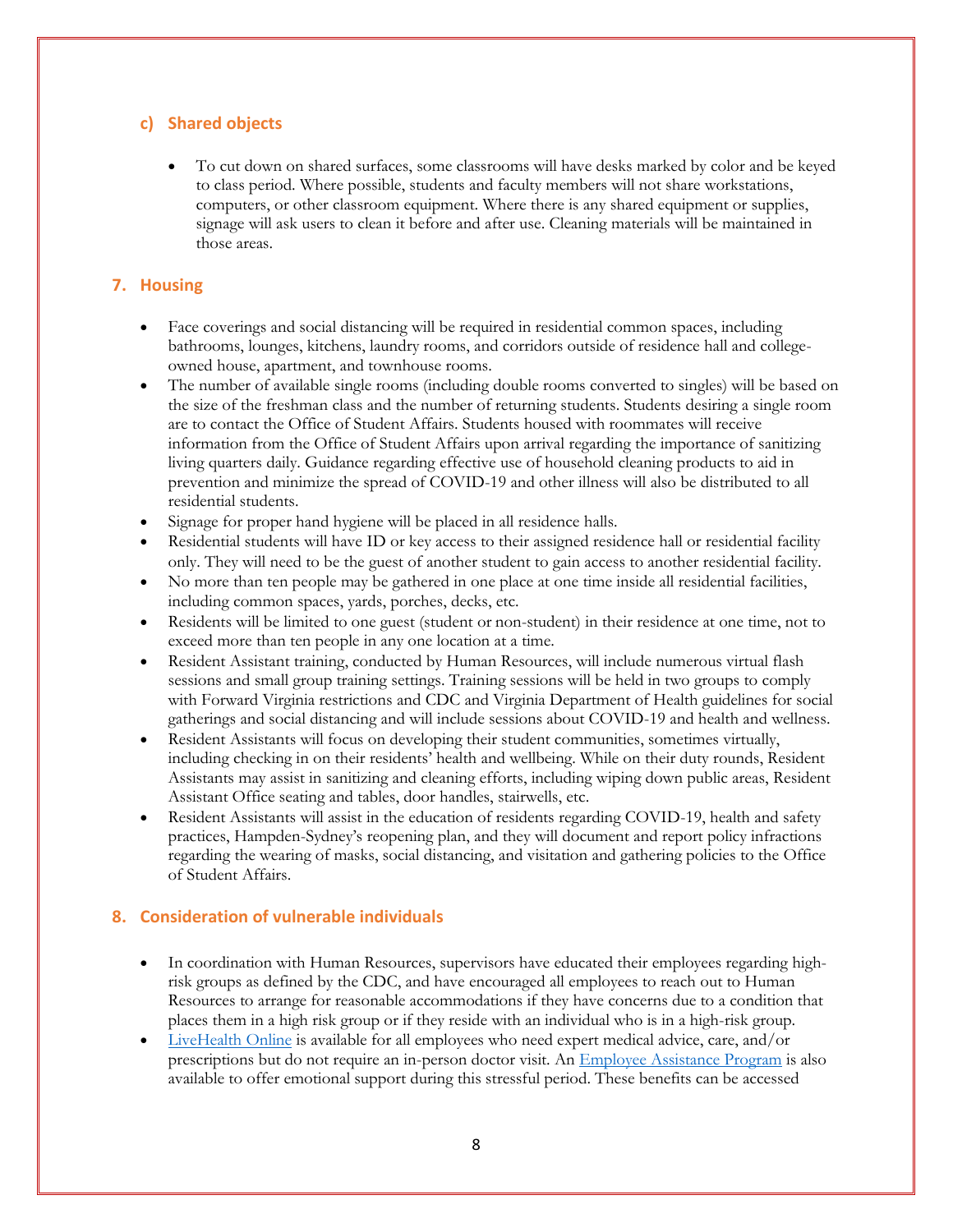### c) Shared objects

- To cut down on shared surfaces, some classrooms will have desks marked by color and be keyed to class period. Where possible, students and faculty members will not share workstations, computers, or other classroom equipment. Where there is any shared equipment or supplies, signage will ask users to clean it before and after use. Cleaning materials will be maintained in those areas.

## 7. Housing

- Face coverings and social distancing will be required in residential common spaces, including bathrooms, lounges, kitchens, laundry rooms, and corridors outside of residence hall and college-owned house, apartment, and townhouse rooms.
- The number of available single rooms (including double rooms converted to singles) will be based on the size of the freshman class and the number of returning students. Students desiring a single room are to contact the Office of Student Affairs. Students housed with roommates will receive information from the Office of Student Affairs upon arrival regarding the importance of sanitizing living quarters daily. Guidance regarding effective use of household cleaning products to aid in prevention and minimize the spread of COVID-19 and other illness will also be distributed to all residential students.
- Signage for proper hand hygiene will be placed in all residence halls.
- Residential students will have ID or key access to their assigned residence hall or residential facility only. They will need to be the guest of another student to gain access to another residential facility.
- No more than ten people may be gathered in one place at one time inside all residential facilities, including common spaces, yards, porches, decks, etc.
- Residents will be limited to one guest (student or non-student) in their residence at one time, not to exceed more than ten people in any one location at a time.
- Resident Assistant training, conducted by Human Resources, will include numerous virtual flash sessions and small group training settings. Training sessions will be held in two groups to comply with Forward Virginia restrictions and CDC and Virginia Department of Health guidelines for social gatherings and social distancing and will include sessions about COVID-19 and health and wellness.
- Resident Assistants will focus on developing their student communities, sometimes virtually, including checking in on their residents' health and wellbeing. While on their duty rounds, Resident Assistants may assist in sanitizing and cleaning efforts, including wiping down public areas, Resident Assistant Office seating and tables, door handles, stairwells, etc.
- Resident Assistants will assist in the education of residents regarding COVID-19, health and safety practices, Hampden-Sydney's reopening plan, and they will document and report policy infractions regarding the wearing of masks, social distancing, and visitation and gathering policies to the Office of Student Affairs.

## 8. Consideration of vulnerable individuals

- In coordination with Human Resources, supervisors have educated their employees regarding high-risk groups as defined by the CDC, and have encouraged all employees to reach out to Human Resources to arrange for reasonable accommodations if they have concerns due to a condition that places them in a high risk group or if they reside with an individual who is in a high-risk group.
- LiveHealth Online is available for all employees who need expert medical advice, care, and/or prescriptions but do not require an in-person doctor visit. An Employee Assistance Program is also available to offer emotional support during this stressful period. These benefits can be accessed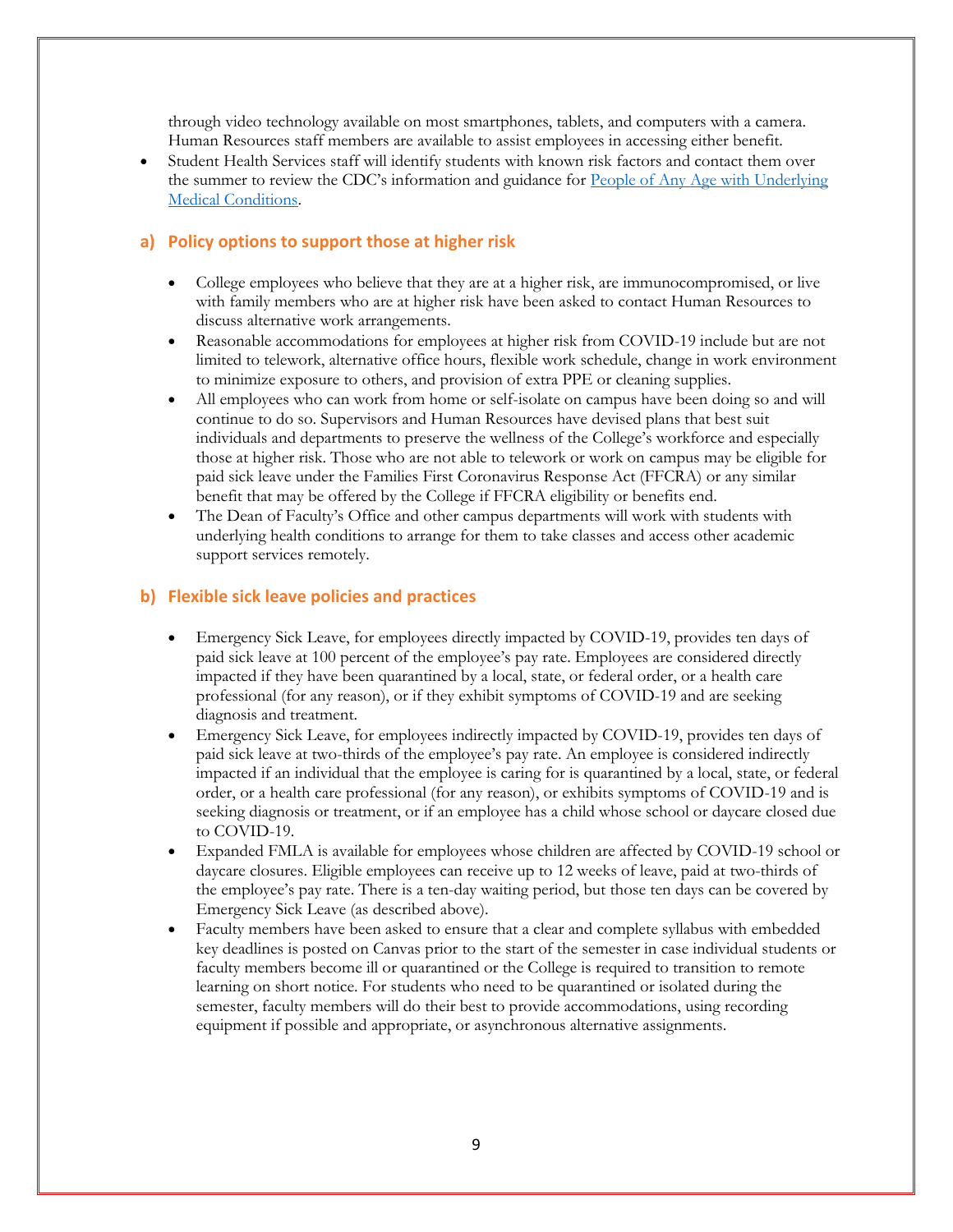through video technology available on most smartphones, tablets, and computers with a camera. Human Resources staff members are available to assist employees in accessing either benefit.

- Student Health Services staff will identify students with known risk factors and contact them over the summer to review the CDC's information and guidance for [People of Any Age with Underlying Medical Conditions](#).

### a) Policy options to support those at higher risk

- College employees who believe that they are at a higher risk, are immunocompromised, or live with family members who are at higher risk have been asked to contact Human Resources to discuss alternative work arrangements.
- Reasonable accommodations for employees at higher risk from COVID-19 include but are not limited to telework, alternative office hours, flexible work schedule, change in work environment to minimize exposure to others, and provision of extra PPE or cleaning supplies.
- All employees who can work from home or self-isolate on campus have been doing so and will continue to do so. Supervisors and Human Resources have devised plans that best suit individuals and departments to preserve the wellness of the College's workforce and especially those at higher risk. Those who are not able to telework or work on campus may be eligible for paid sick leave under the Families First Coronavirus Response Act (FFCRA) or any similar benefit that may be offered by the College if FFCRA eligibility or benefits end.
- The Dean of Faculty's Office and other campus departments will work with students with underlying health conditions to arrange for them to take classes and access other academic support services remotely.

### b) Flexible sick leave policies and practices

- Emergency Sick Leave, for employees directly impacted by COVID-19, provides ten days of paid sick leave at 100 percent of the employee's pay rate. Employees are considered directly impacted if they have been quarantined by a local, state, or federal order, or a health care professional (for any reason), or if they exhibit symptoms of COVID-19 and are seeking diagnosis and treatment.
- Emergency Sick Leave, for employees indirectly impacted by COVID-19, provides ten days of paid sick leave at two-thirds of the employee's pay rate. An employee is considered indirectly impacted if an individual that the employee is caring for is quarantined by a local, state, or federal order, or a health care professional (for any reason), or exhibits symptoms of COVID-19 and is seeking diagnosis or treatment, or if an employee has a child whose school or daycare closed due to COVID-19.
- Expanded FMLA is available for employees whose children are affected by COVID-19 school or daycare closures. Eligible employees can receive up to 12 weeks of leave, paid at two-thirds of the employee's pay rate. There is a ten-day waiting period, but those ten days can be covered by Emergency Sick Leave (as described above).
- Faculty members have been asked to ensure that a clear and complete syllabus with embedded key deadlines is posted on Canvas prior to the start of the semester in case individual students or faculty members become ill or quarantined or the College is required to transition to remote learning on short notice. For students who need to be quarantined or isolated during the semester, faculty members will do their best to provide accommodations, using recording equipment if possible and appropriate, or asynchronous alternative assignments.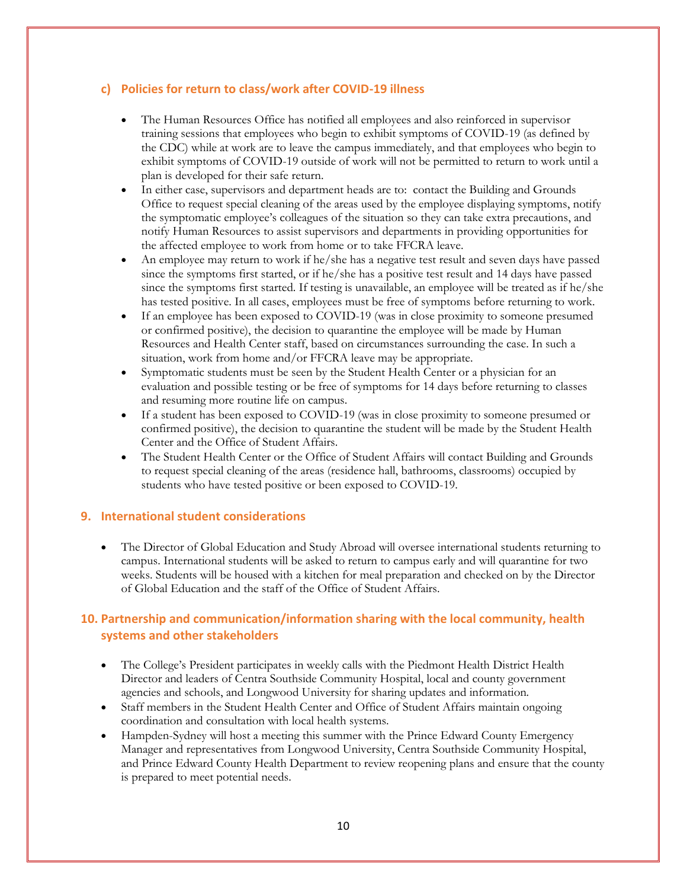### c) Policies for return to class/work after COVID-19 illness

- The Human Resources Office has notified all employees and also reinforced in supervisor training sessions that employees who begin to exhibit symptoms of COVID-19 (as defined by the CDC) while at work are to leave the campus immediately, and that employees who begin to exhibit symptoms of COVID-19 outside of work will not be permitted to return to work until a plan is developed for their safe return.
- In either case, supervisors and department heads are to: contact the Building and Grounds Office to request special cleaning of the areas used by the employee displaying symptoms, notify the symptomatic employee's colleagues of the situation so they can take extra precautions, and notify Human Resources to assist supervisors and departments in providing opportunities for the affected employee to work from home or to take FFCRA leave.
- An employee may return to work if he/she has a negative test result and seven days have passed since the symptoms first started, or if he/she has a positive test result and 14 days have passed since the symptoms first started. If testing is unavailable, an employee will be treated as if he/she has tested positive. In all cases, employees must be free of symptoms before returning to work.
- If an employee has been exposed to COVID-19 (was in close proximity to someone presumed or confirmed positive), the decision to quarantine the employee will be made by Human Resources and Health Center staff, based on circumstances surrounding the case. In such a situation, work from home and/or FFCRA leave may be appropriate.
- Symptomatic students must be seen by the Student Health Center or a physician for an evaluation and possible testing or be free of symptoms for 14 days before returning to classes and resuming more routine life on campus.
- If a student has been exposed to COVID-19 (was in close proximity to someone presumed or confirmed positive), the decision to quarantine the student will be made by the Student Health Center and the Office of Student Affairs.
- The Student Health Center or the Office of Student Affairs will contact Building and Grounds to request special cleaning of the areas (residence hall, bathrooms, classrooms) occupied by students who have tested positive or been exposed to COVID-19.

## 9. International student considerations

- The Director of Global Education and Study Abroad will oversee international students returning to campus. International students will be asked to return to campus early and will quarantine for two weeks. Students will be housed with a kitchen for meal preparation and checked on by the Director of Global Education and the staff of the Office of Student Affairs.

## 10. Partnership and communication/information sharing with the local community, health systems and other stakeholders

- The College's President participates in weekly calls with the Piedmont Health District Health Director and leaders of Centra Southside Community Hospital, local and county government agencies and schools, and Longwood University for sharing updates and information.
- Staff members in the Student Health Center and Office of Student Affairs maintain ongoing coordination and consultation with local health systems.
- Hampden-Sydney will host a meeting this summer with the Prince Edward County Emergency Manager and representatives from Longwood University, Centra Southside Community Hospital, and Prince Edward County Health Department to review reopening plans and ensure that the county is prepared to meet potential needs.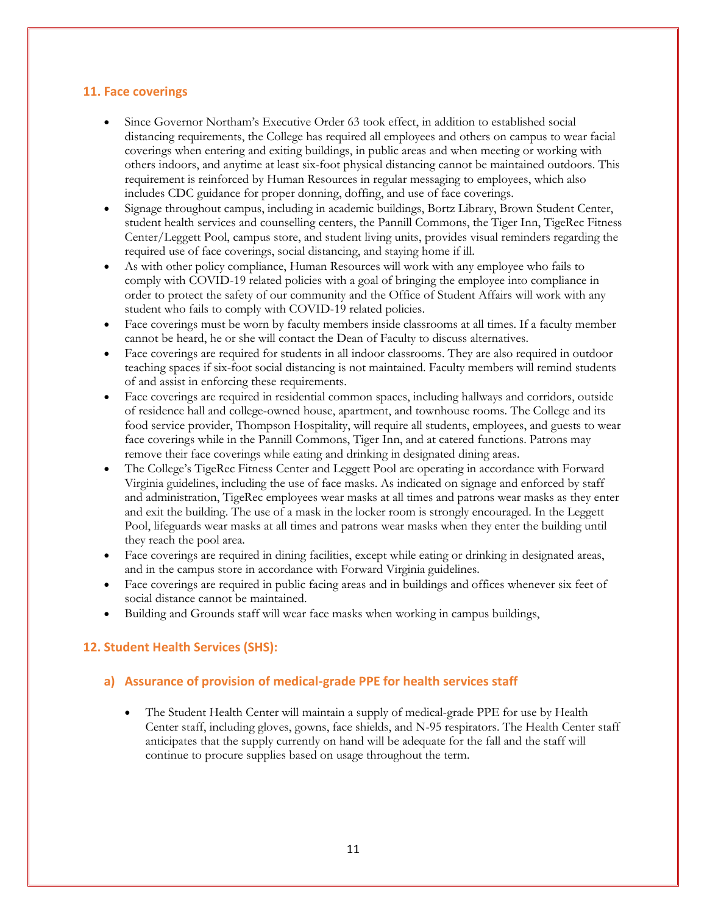## 11. Face coverings

- Since Governor Northam's Executive Order 63 took effect, in addition to established social distancing requirements, the College has required all employees and others on campus to wear facial coverings when entering and exiting buildings, in public areas and when meeting or working with others indoors, and anytime at least six-foot physical distancing cannot be maintained outdoors. This requirement is reinforced by Human Resources in regular messaging to employees, which also includes CDC guidance for proper donning, doffing, and use of face coverings.
- Signage throughout campus, including in academic buildings, Bortz Library, Brown Student Center, student health services and counselling centers, the Pannill Commons, the Tiger Inn, TigeRec Fitness Center/Leggett Pool, campus store, and student living units, provides visual reminders regarding the required use of face coverings, social distancing, and staying home if ill.
- As with other policy compliance, Human Resources will work with any employee who fails to comply with COVID-19 related policies with a goal of bringing the employee into compliance in order to protect the safety of our community and the Office of Student Affairs will work with any student who fails to comply with COVID-19 related policies.
- Face coverings must be worn by faculty members inside classrooms at all times. If a faculty member cannot be heard, he or she will contact the Dean of Faculty to discuss alternatives.
- Face coverings are required for students in all indoor classrooms. They are also required in outdoor teaching spaces if six-foot social distancing is not maintained. Faculty members will remind students of and assist in enforcing these requirements.
- Face coverings are required in residential common spaces, including hallways and corridors, outside of residence hall and college-owned house, apartment, and townhouse rooms. The College and its food service provider, Thompson Hospitality, will require all students, employees, and guests to wear face coverings while in the Pannill Commons, Tiger Inn, and at catered functions. Patrons may remove their face coverings while eating and drinking in designated dining areas.
- The College's TigeRec Fitness Center and Leggett Pool are operating in accordance with Forward Virginia guidelines, including the use of face masks. As indicated on signage and enforced by staff and administration, TigeRec employees wear masks at all times and patrons wear masks as they enter and exit the building. The use of a mask in the locker room is strongly encouraged. In the Leggett Pool, lifeguards wear masks at all times and patrons wear masks when they enter the building until they reach the pool area.
- Face coverings are required in dining facilities, except while eating or drinking in designated areas, and in the campus store in accordance with Forward Virginia guidelines.
- Face coverings are required in public facing areas and in buildings and offices whenever six feet of social distance cannot be maintained.
- Building and Grounds staff will wear face masks when working in campus buildings,

## 12. Student Health Services (SHS):

### a) Assurance of provision of medical-grade PPE for health services staff

- The Student Health Center will maintain a supply of medical-grade PPE for use by Health Center staff, including gloves, gowns, face shields, and N-95 respirators. The Health Center staff anticipates that the supply currently on hand will be adequate for the fall and the staff will continue to procure supplies based on usage throughout the term.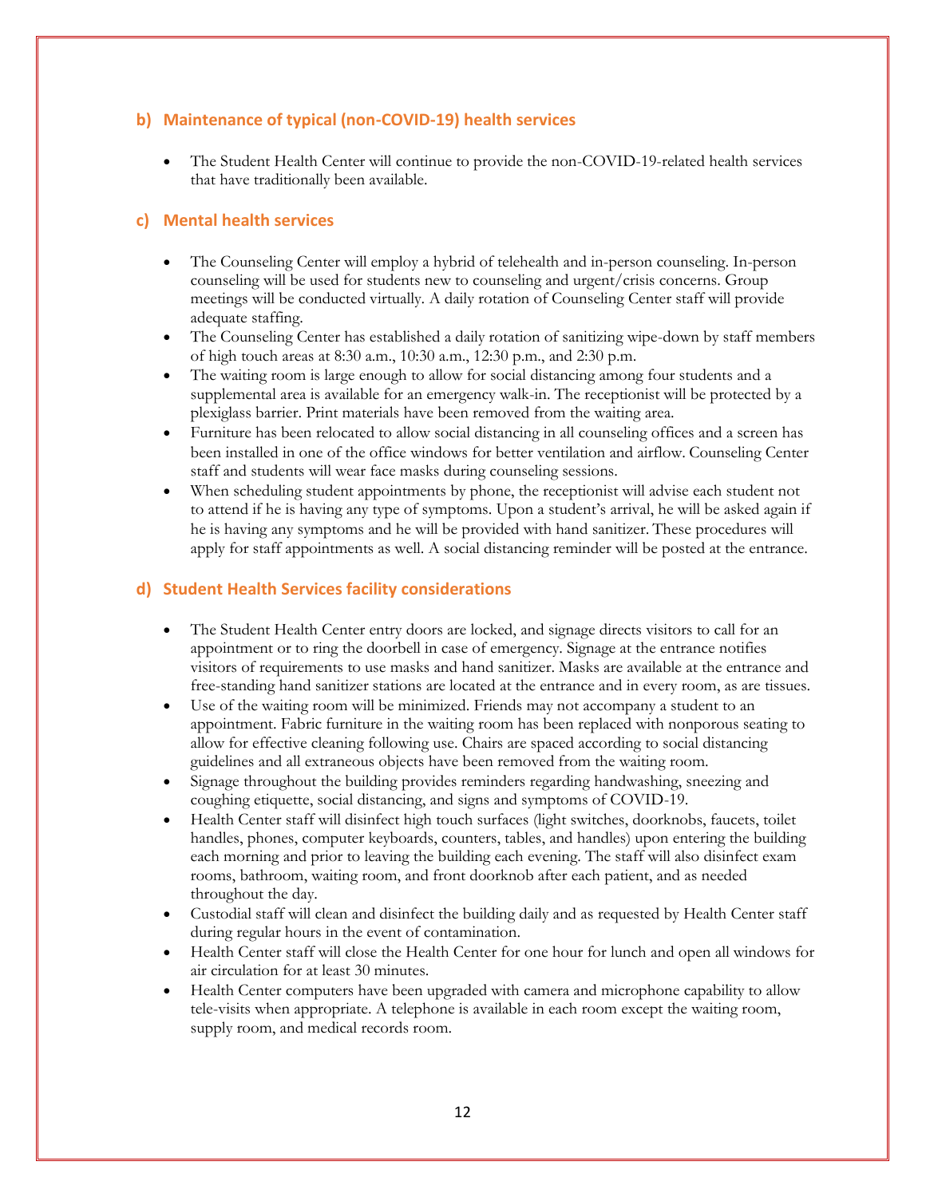### b) Maintenance of typical (non-COVID-19) health services

- The Student Health Center will continue to provide the non-COVID-19-related health services that have traditionally been available.

### c) Mental health services

- The Counseling Center will employ a hybrid of telehealth and in-person counseling. In-person counseling will be used for students new to counseling and urgent/crisis concerns. Group meetings will be conducted virtually. A daily rotation of Counseling Center staff will provide adequate staffing.
- The Counseling Center has established a daily rotation of sanitizing wipe-down by staff members of high touch areas at 8:30 a.m., 10:30 a.m., 12:30 p.m., and 2:30 p.m.
- The waiting room is large enough to allow for social distancing among four students and a supplemental area is available for an emergency walk-in. The receptionist will be protected by a plexiglass barrier. Print materials have been removed from the waiting area.
- Furniture has been relocated to allow social distancing in all counseling offices and a screen has been installed in one of the office windows for better ventilation and airflow. Counseling Center staff and students will wear face masks during counseling sessions.
- When scheduling student appointments by phone, the receptionist will advise each student not to attend if he is having any type of symptoms. Upon a student's arrival, he will be asked again if he is having any symptoms and he will be provided with hand sanitizer. These procedures will apply for staff appointments as well. A social distancing reminder will be posted at the entrance.

### d) Student Health Services facility considerations

- The Student Health Center entry doors are locked, and signage directs visitors to call for an appointment or to ring the doorbell in case of emergency. Signage at the entrance notifies visitors of requirements to use masks and hand sanitizer. Masks are available at the entrance and free-standing hand sanitizer stations are located at the entrance and in every room, as are tissues.
- Use of the waiting room will be minimized. Friends may not accompany a student to an appointment. Fabric furniture in the waiting room has been replaced with nonporous seating to allow for effective cleaning following use. Chairs are spaced according to social distancing guidelines and all extraneous objects have been removed from the waiting room.
- Signage throughout the building provides reminders regarding handwashing, sneezing and coughing etiquette, social distancing, and signs and symptoms of COVID-19.
- Health Center staff will disinfect high touch surfaces (light switches, doorknobs, faucets, toilet handles, phones, computer keyboards, counters, tables, and handles) upon entering the building each morning and prior to leaving the building each evening. The staff will also disinfect exam rooms, bathroom, waiting room, and front doorknob after each patient, and as needed throughout the day.
- Custodial staff will clean and disinfect the building daily and as requested by Health Center staff during regular hours in the event of contamination.
- Health Center staff will close the Health Center for one hour for lunch and open all windows for air circulation for at least 30 minutes.
- Health Center computers have been upgraded with camera and microphone capability to allow tele-visits when appropriate. A telephone is available in each room except the waiting room, supply room, and medical records room.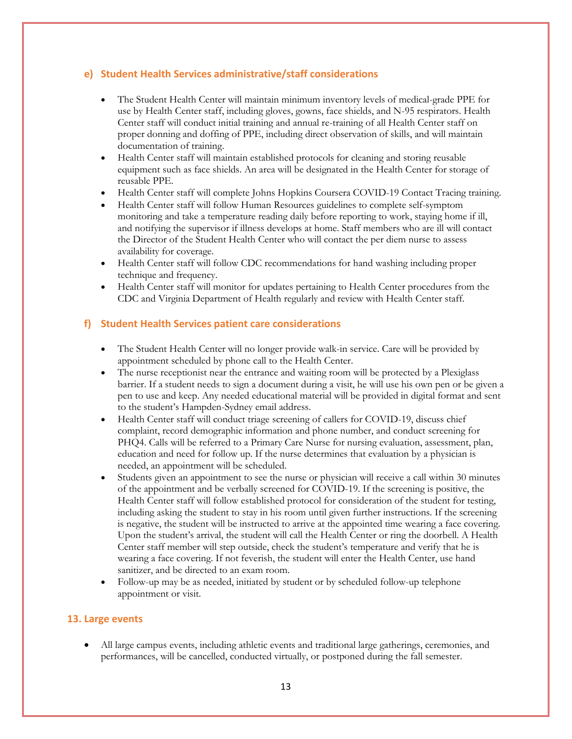### e) Student Health Services administrative/staff considerations

- The Student Health Center will maintain minimum inventory levels of medical-grade PPE for use by Health Center staff, including gloves, gowns, face shields, and N-95 respirators. Health Center staff will conduct initial training and annual re-training of all Health Center staff on proper donning and doffing of PPE, including direct observation of skills, and will maintain documentation of training.
- Health Center staff will maintain established protocols for cleaning and storing reusable equipment such as face shields. An area will be designated in the Health Center for storage of reusable PPE.
- Health Center staff will complete Johns Hopkins Coursera COVID-19 Contact Tracing training.
- Health Center staff will follow Human Resources guidelines to complete self-symptom monitoring and take a temperature reading daily before reporting to work, staying home if ill, and notifying the supervisor if illness develops at home. Staff members who are ill will contact the Director of the Student Health Center who will contact the per diem nurse to assess availability for coverage.
- Health Center staff will follow CDC recommendations for hand washing including proper technique and frequency.
- Health Center staff will monitor for updates pertaining to Health Center procedures from the CDC and Virginia Department of Health regularly and review with Health Center staff.

### f) Student Health Services patient care considerations

- The Student Health Center will no longer provide walk-in service. Care will be provided by appointment scheduled by phone call to the Health Center.
- The nurse receptionist near the entrance and waiting room will be protected by a Plexiglass barrier. If a student needs to sign a document during a visit, he will use his own pen or be given a pen to use and keep. Any needed educational material will be provided in digital format and sent to the student's Hampden-Sydney email address.
- Health Center staff will conduct triage screening of callers for COVID-19, discuss chief complaint, record demographic information and phone number, and conduct screening for PHQ4. Calls will be referred to a Primary Care Nurse for nursing evaluation, assessment, plan, education and need for follow up. If the nurse determines that evaluation by a physician is needed, an appointment will be scheduled.
- Students given an appointment to see the nurse or physician will receive a call within 30 minutes of the appointment and be verbally screened for COVID-19. If the screening is positive, the Health Center staff will follow established protocol for consideration of the student for testing, including asking the student to stay in his room until given further instructions. If the screening is negative, the student will be instructed to arrive at the appointed time wearing a face covering. Upon the student's arrival, the student will call the Health Center or ring the doorbell. A Health Center staff member will step outside, check the student's temperature and verify that he is wearing a face covering. If not feverish, the student will enter the Health Center, use hand sanitizer, and be directed to an exam room.
- Follow-up may be as needed, initiated by student or by scheduled follow-up telephone appointment or visit.

## 13. Large events

- All large campus events, including athletic events and traditional large gatherings, ceremonies, and performances, will be cancelled, conducted virtually, or postponed during the fall semester.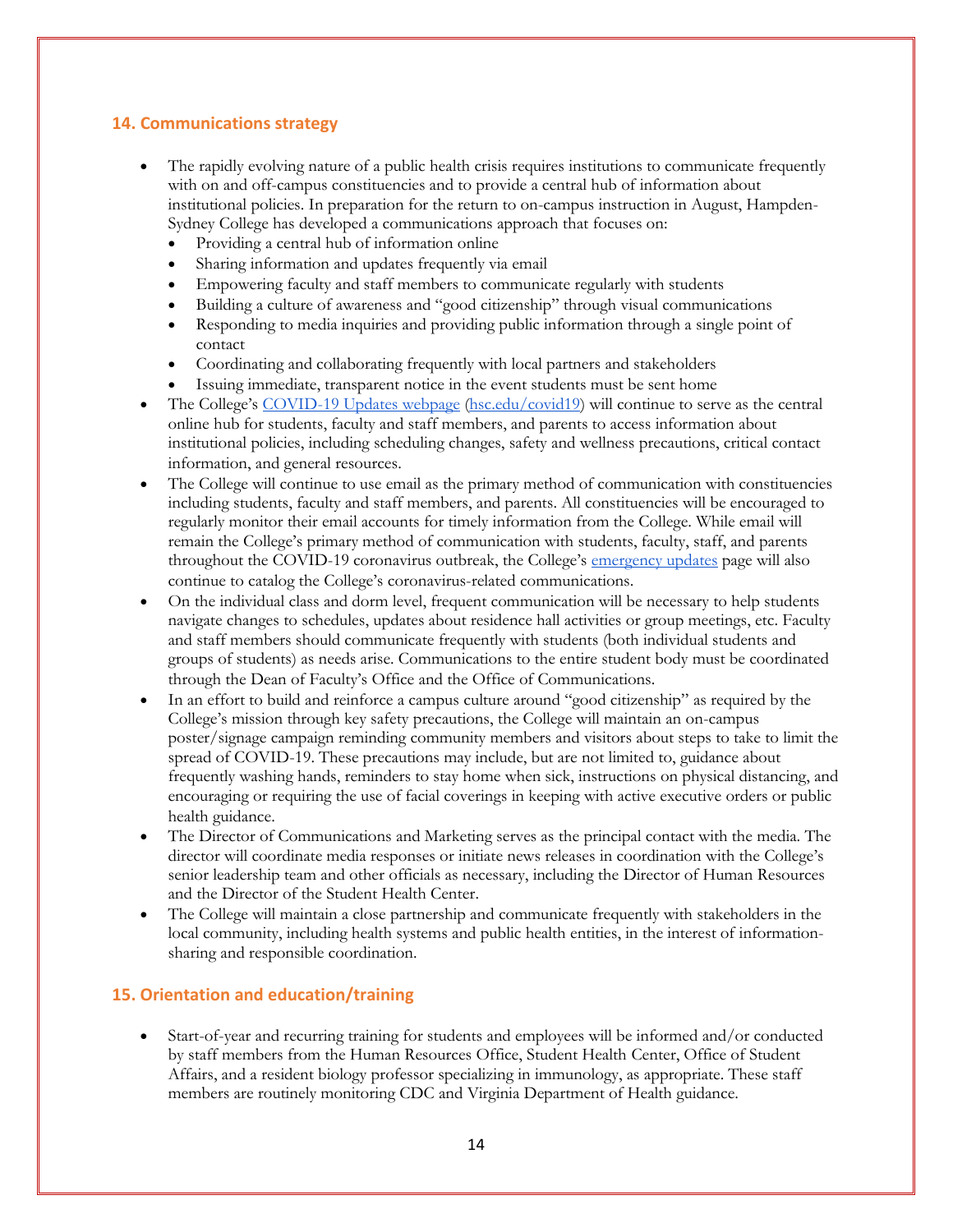## 14. Communications strategy

- The rapidly evolving nature of a public health crisis requires institutions to communicate frequently with on and off-campus constituencies and to provide a central hub of information about institutional policies. In preparation for the return to on-campus instruction in August, Hampden-Sydney College has developed a communications approach that focuses on:
  - Providing a central hub of information online
  - Sharing information and updates frequently via email
  - Empowering faculty and staff members to communicate regularly with students
  - Building a culture of awareness and "good citizenship" through visual communications
  - Responding to media inquiries and providing public information through a single point of contact
  - Coordinating and collaborating frequently with local partners and stakeholders
  - Issuing immediate, transparent notice in the event students must be sent home
- The College's [COVID-19 Updates webpage](hsc.edu/covid19) (hsc.edu/covid19) will continue to serve as the central online hub for students, faculty and staff members, and parents to access information about institutional policies, including scheduling changes, safety and wellness precautions, critical contact information, and general resources.
- The College will continue to use email as the primary method of communication with constituencies including students, faculty and staff members, and parents. All constituencies will be encouraged to regularly monitor their email accounts for timely information from the College. While email will remain the College's primary method of communication with students, faculty, staff, and parents throughout the COVID-19 coronavirus outbreak, the College's emergency updates page will also continue to catalog the College's coronavirus-related communications.
- On the individual class and dorm level, frequent communication will be necessary to help students navigate changes to schedules, updates about residence hall activities or group meetings, etc. Faculty and staff members should communicate frequently with students (both individual students and groups of students) as needs arise. Communications to the entire student body must be coordinated through the Dean of Faculty's Office and the Office of Communications.
- In an effort to build and reinforce a campus culture around "good citizenship" as required by the College's mission through key safety precautions, the College will maintain an on-campus poster/signage campaign reminding community members and visitors about steps to take to limit the spread of COVID-19. These precautions may include, but are not limited to, guidance about frequently washing hands, reminders to stay home when sick, instructions on physical distancing, and encouraging or requiring the use of facial coverings in keeping with active executive orders or public health guidance.
- The Director of Communications and Marketing serves as the principal contact with the media. The director will coordinate media responses or initiate news releases in coordination with the College's senior leadership team and other officials as necessary, including the Director of Human Resources and the Director of the Student Health Center.
- The College will maintain a close partnership and communicate frequently with stakeholders in the local community, including health systems and public health entities, in the interest of information-sharing and responsible coordination.

## 15. Orientation and education/training

- Start-of-year and recurring training for students and employees will be informed and/or conducted by staff members from the Human Resources Office, Student Health Center, Office of Student Affairs, and a resident biology professor specializing in immunology, as appropriate. These staff members are routinely monitoring CDC and Virginia Department of Health guidance.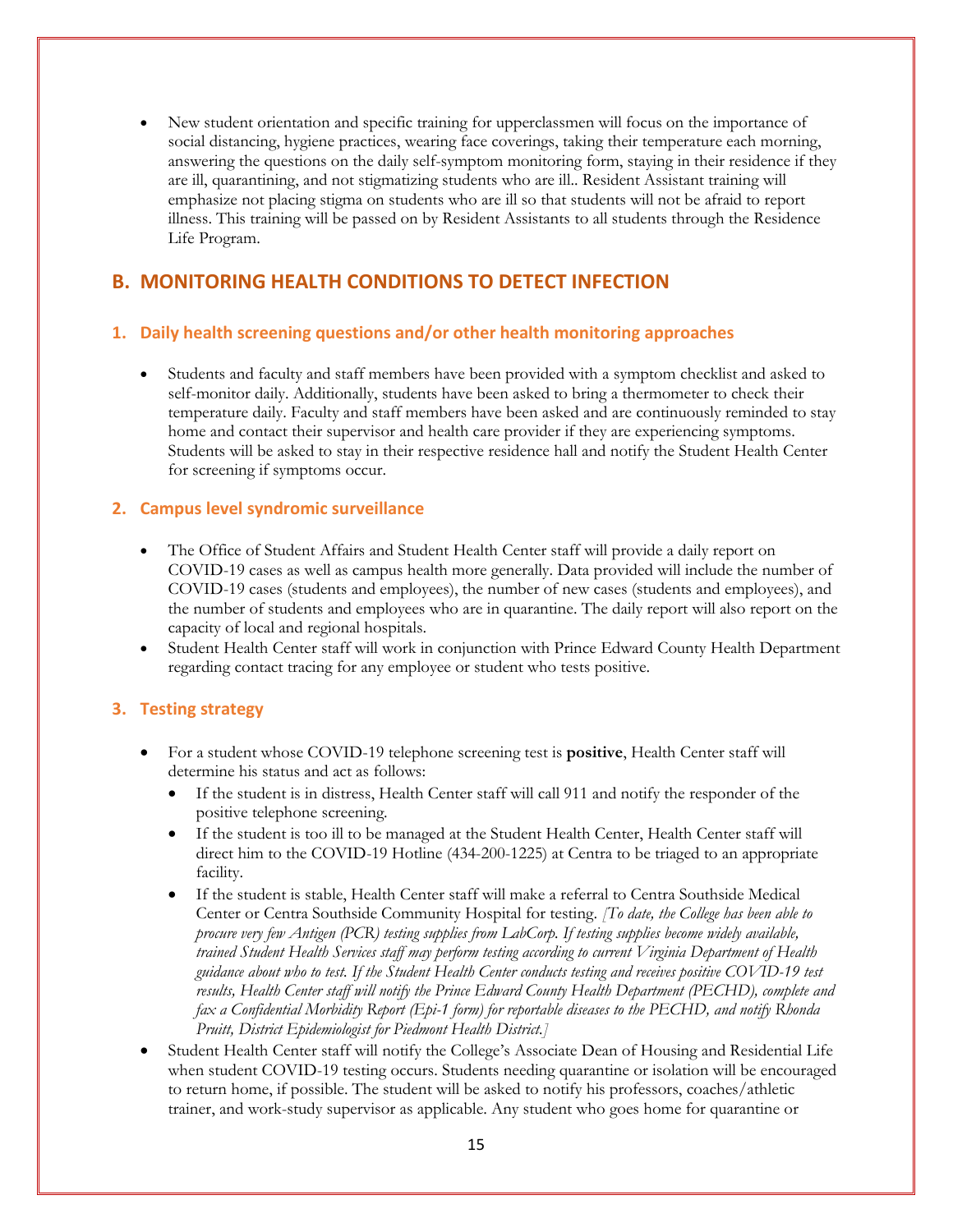- New student orientation and specific training for upperclassmen will focus on the importance of social distancing, hygiene practices, wearing face coverings, taking their temperature each morning, answering the questions on the daily self-symptom monitoring form, staying in their residence if they are ill, quarantining, and not stigmatizing students who are ill.. Resident Assistant training will emphasize not placing stigma on students who are ill so that students will not be afraid to report illness. This training will be passed on by Resident Assistants to all students through the Residence Life Program.

## B. MONITORING HEALTH CONDITIONS TO DETECT INFECTION

### 1. Daily health screening questions and/or other health monitoring approaches

- Students and faculty and staff members have been provided with a symptom checklist and asked to self-monitor daily. Additionally, students have been asked to bring a thermometer to check their temperature daily. Faculty and staff members have been asked and are continuously reminded to stay home and contact their supervisor and health care provider if they are experiencing symptoms. Students will be asked to stay in their respective residence hall and notify the Student Health Center for screening if symptoms occur.

### 2. Campus level syndromic surveillance

- The Office of Student Affairs and Student Health Center staff will provide a daily report on COVID-19 cases as well as campus health more generally. Data provided will include the number of COVID-19 cases (students and employees), the number of new cases (students and employees), and the number of students and employees who are in quarantine. The daily report will also report on the capacity of local and regional hospitals.
- Student Health Center staff will work in conjunction with Prince Edward County Health Department regarding contact tracing for any employee or student who tests positive.

### 3. Testing strategy

- For a student whose COVID-19 telephone screening test is **positive**, Health Center staff will determine his status and act as follows:
  - If the student is in distress, Health Center staff will call 911 and notify the responder of the positive telephone screening.
  - If the student is too ill to be managed at the Student Health Center, Health Center staff will direct him to the COVID-19 Hotline (434-200-1225) at Centra to be triaged to an appropriate facility.
  - If the student is stable, Health Center staff will make a referral to Centra Southside Medical Center or Centra Southside Community Hospital for testing. *[To date, the College has been able to procure very few Antigen (PCR) testing supplies from LabCorp. If testing supplies become widely available, trained Student Health Services staff may perform testing according to current Virginia Department of Health guidance about who to test. If the Student Health Center conducts testing and receives positive COVID-19 test results, Health Center staff will notify the Prince Edward County Health Department (PECHD), complete and fax a Confidential Morbidity Report (Epi-1 form) for reportable diseases to the PECHD, and notify Rhonda Pruitt, District Epidemiologist for Piedmont Health District.]*
- Student Health Center staff will notify the College's Associate Dean of Housing and Residential Life when student COVID-19 testing occurs. Students needing quarantine or isolation will be encouraged to return home, if possible. The student will be asked to notify his professors, coaches/athletic trainer, and work-study supervisor as applicable. Any student who goes home for quarantine or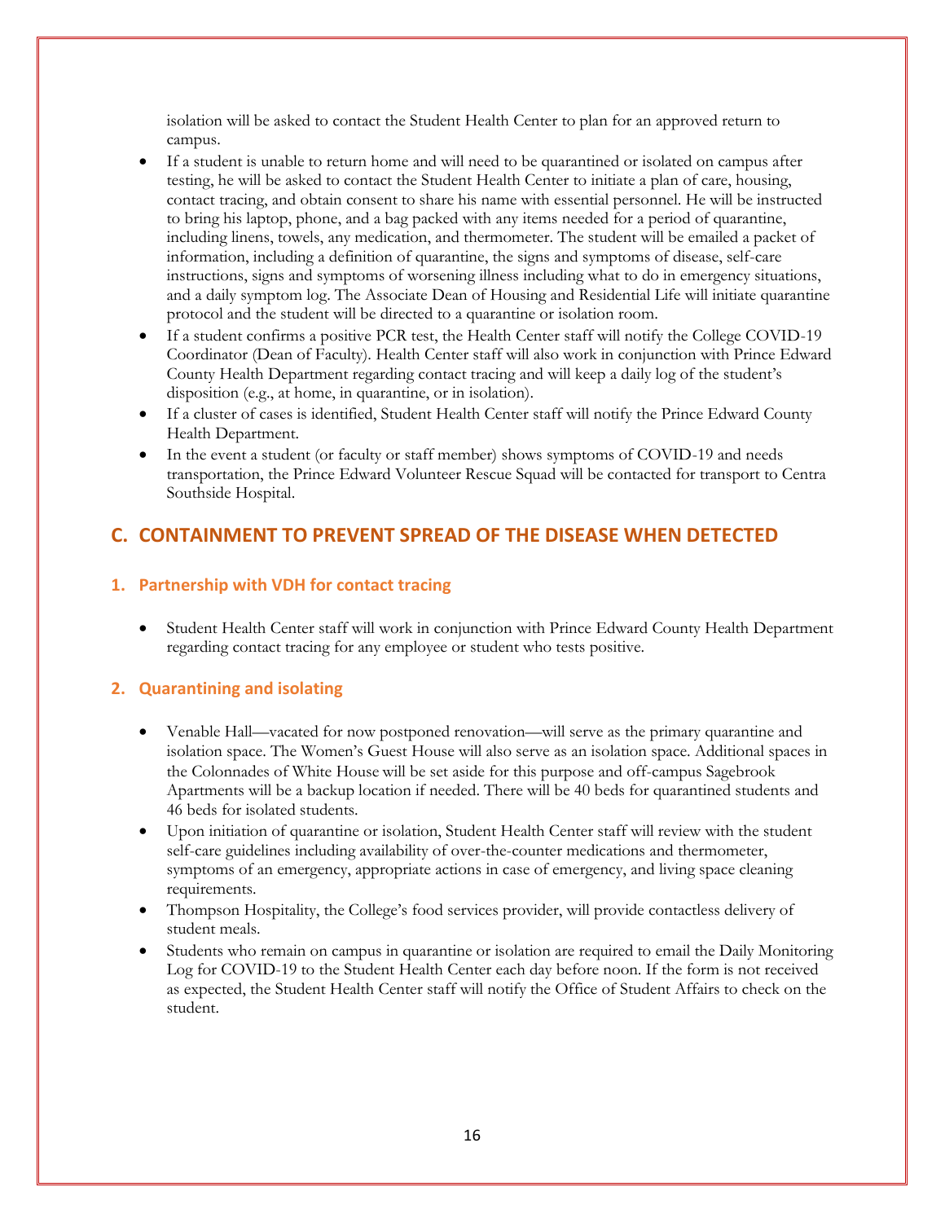isolation will be asked to contact the Student Health Center to plan for an approved return to campus.

- If a student is unable to return home and will need to be quarantined or isolated on campus after testing, he will be asked to contact the Student Health Center to initiate a plan of care, housing, contact tracing, and obtain consent to share his name with essential personnel. He will be instructed to bring his laptop, phone, and a bag packed with any items needed for a period of quarantine, including linens, towels, any medication, and thermometer. The student will be emailed a packet of information, including a definition of quarantine, the signs and symptoms of disease, self-care instructions, signs and symptoms of worsening illness including what to do in emergency situations, and a daily symptom log. The Associate Dean of Housing and Residential Life will initiate quarantine protocol and the student will be directed to a quarantine or isolation room.
- If a student confirms a positive PCR test, the Health Center staff will notify the College COVID-19 Coordinator (Dean of Faculty). Health Center staff will also work in conjunction with Prince Edward County Health Department regarding contact tracing and will keep a daily log of the student's disposition (e.g., at home, in quarantine, or in isolation).
- If a cluster of cases is identified, Student Health Center staff will notify the Prince Edward County Health Department.
- In the event a student (or faculty or staff member) shows symptoms of COVID-19 and needs transportation, the Prince Edward Volunteer Rescue Squad will be contacted for transport to Centra Southside Hospital.

## C. CONTAINMENT TO PREVENT SPREAD OF THE DISEASE WHEN DETECTED

### 1. Partnership with VDH for contact tracing

- Student Health Center staff will work in conjunction with Prince Edward County Health Department regarding contact tracing for any employee or student who tests positive.

### 2. Quarantining and isolating

- Venable Hall—vacated for now postponed renovation—will serve as the primary quarantine and isolation space. The Women's Guest House will also serve as an isolation space. Additional spaces in the Colonnades of White House will be set aside for this purpose and off-campus Sagebrook Apartments will be a backup location if needed. There will be 40 beds for quarantined students and 46 beds for isolated students.
- Upon initiation of quarantine or isolation, Student Health Center staff will review with the student self-care guidelines including availability of over-the-counter medications and thermometer, symptoms of an emergency, appropriate actions in case of emergency, and living space cleaning requirements.
- Thompson Hospitality, the College's food services provider, will provide contactless delivery of student meals.
- Students who remain on campus in quarantine or isolation are required to email the Daily Monitoring Log for COVID-19 to the Student Health Center each day before noon. If the form is not received as expected, the Student Health Center staff will notify the Office of Student Affairs to check on the student.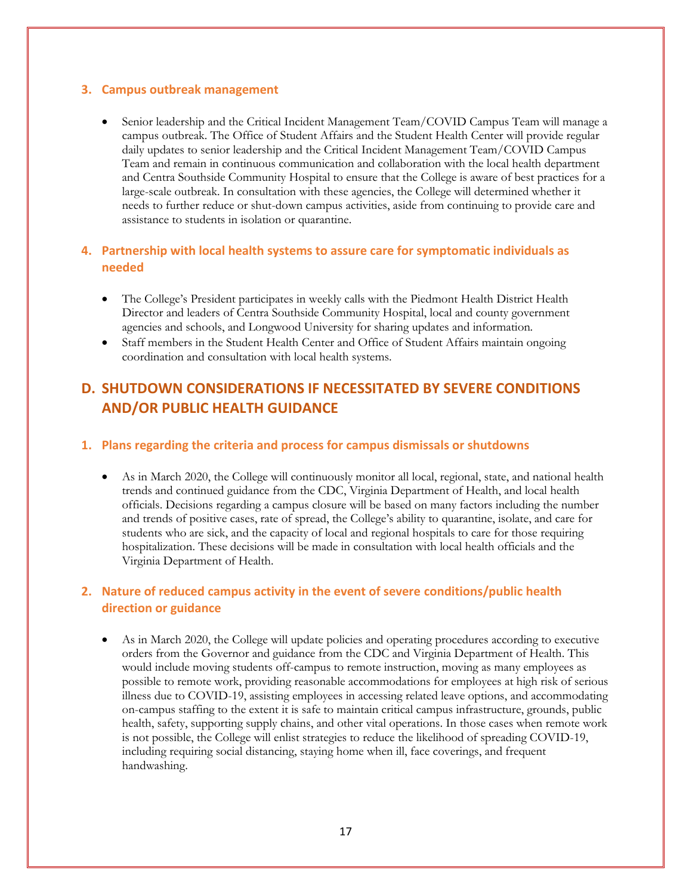### 3. Campus outbreak management

- Senior leadership and the Critical Incident Management Team/COVID Campus Team will manage a campus outbreak. The Office of Student Affairs and the Student Health Center will provide regular daily updates to senior leadership and the Critical Incident Management Team/COVID Campus Team and remain in continuous communication and collaboration with the local health department and Centra Southside Community Hospital to ensure that the College is aware of best practices for a large-scale outbreak. In consultation with these agencies, the College will determined whether it needs to further reduce or shut-down campus activities, aside from continuing to provide care and assistance to students in isolation or quarantine.

### 4. Partnership with local health systems to assure care for symptomatic individuals as needed

- The College's President participates in weekly calls with the Piedmont Health District Health Director and leaders of Centra Southside Community Hospital, local and county government agencies and schools, and Longwood University for sharing updates and information.
- Staff members in the Student Health Center and Office of Student Affairs maintain ongoing coordination and consultation with local health systems.

## D. SHUTDOWN CONSIDERATIONS IF NECESSITATED BY SEVERE CONDITIONS AND/OR PUBLIC HEALTH GUIDANCE

### 1. Plans regarding the criteria and process for campus dismissals or shutdowns

- As in March 2020, the College will continuously monitor all local, regional, state, and national health trends and continued guidance from the CDC, Virginia Department of Health, and local health officials. Decisions regarding a campus closure will be based on many factors including the number and trends of positive cases, rate of spread, the College's ability to quarantine, isolate, and care for students who are sick, and the capacity of local and regional hospitals to care for those requiring hospitalization. These decisions will be made in consultation with local health officials and the Virginia Department of Health.

### 2. Nature of reduced campus activity in the event of severe conditions/public health direction or guidance

- As in March 2020, the College will update policies and operating procedures according to executive orders from the Governor and guidance from the CDC and Virginia Department of Health. This would include moving students off-campus to remote instruction, moving as many employees as possible to remote work, providing reasonable accommodations for employees at high risk of serious illness due to COVID-19, assisting employees in accessing related leave options, and accommodating on-campus staffing to the extent it is safe to maintain critical campus infrastructure, grounds, public health, safety, supporting supply chains, and other vital operations. In those cases when remote work is not possible, the College will enlist strategies to reduce the likelihood of spreading COVID-19, including requiring social distancing, staying home when ill, face coverings, and frequent handwashing.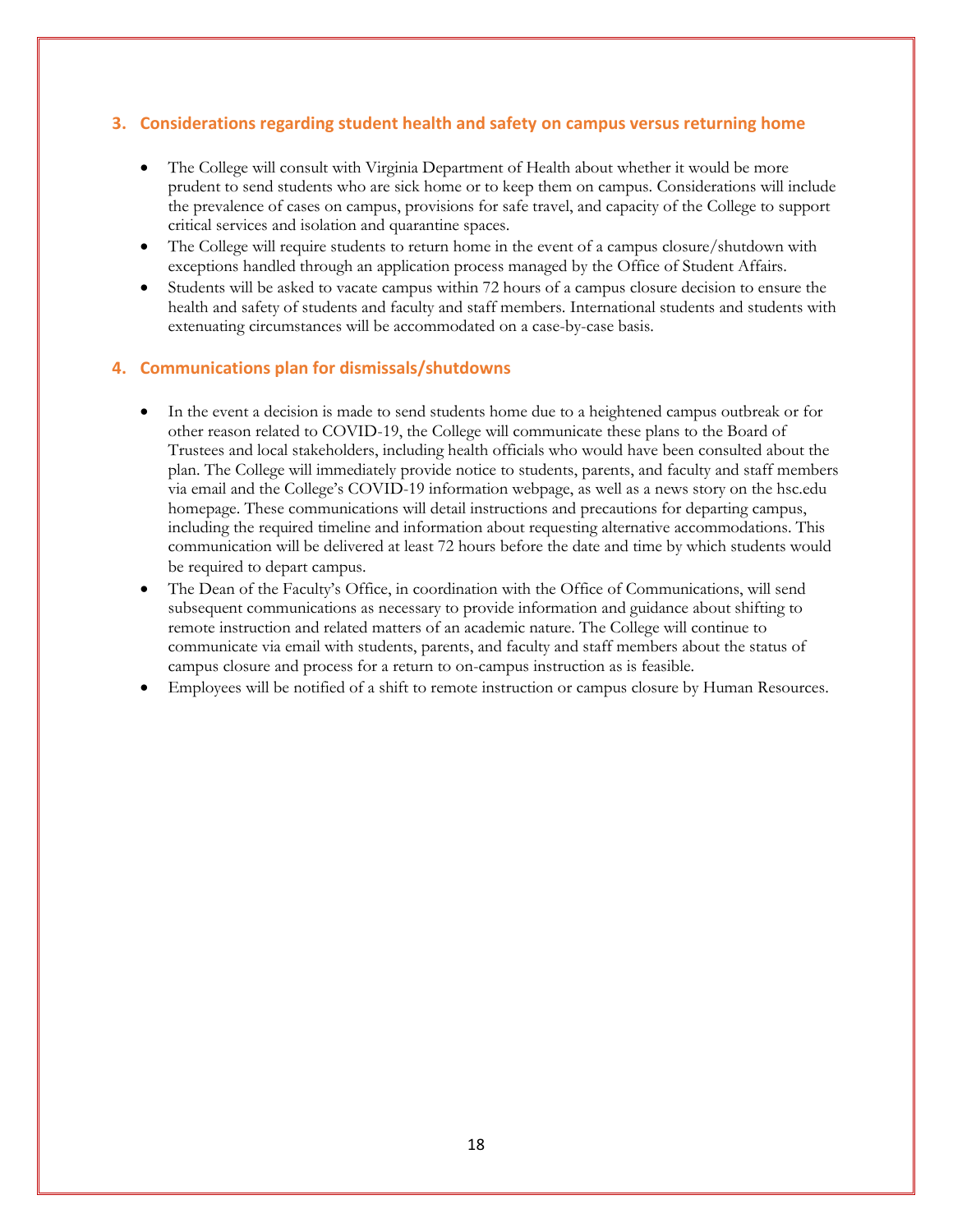## 3. Considerations regarding student health and safety on campus versus returning home

- The College will consult with Virginia Department of Health about whether it would be more prudent to send students who are sick home or to keep them on campus. Considerations will include the prevalence of cases on campus, provisions for safe travel, and capacity of the College to support critical services and isolation and quarantine spaces.
- The College will require students to return home in the event of a campus closure/shutdown with exceptions handled through an application process managed by the Office of Student Affairs.
- Students will be asked to vacate campus within 72 hours of a campus closure decision to ensure the health and safety of students and faculty and staff members. International students and students with extenuating circumstances will be accommodated on a case-by-case basis.

## 4. Communications plan for dismissals/shutdowns

- In the event a decision is made to send students home due to a heightened campus outbreak or for other reason related to COVID-19, the College will communicate these plans to the Board of Trustees and local stakeholders, including health officials who would have been consulted about the plan. The College will immediately provide notice to students, parents, and faculty and staff members via email and the College's COVID-19 information webpage, as well as a news story on the hsc.edu homepage. These communications will detail instructions and precautions for departing campus, including the required timeline and information about requesting alternative accommodations. This communication will be delivered at least 72 hours before the date and time by which students would be required to depart campus.
- The Dean of the Faculty's Office, in coordination with the Office of Communications, will send subsequent communications as necessary to provide information and guidance about shifting to remote instruction and related matters of an academic nature. The College will continue to communicate via email with students, parents, and faculty and staff members about the status of campus closure and process for a return to on-campus instruction as is feasible.
- Employees will be notified of a shift to remote instruction or campus closure by Human Resources.